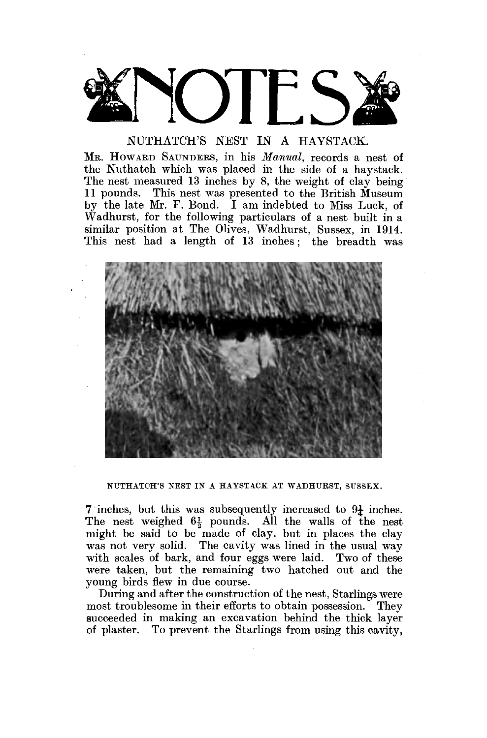# NOTES

## NUTHATCH'S NEST IN A HAYSTACK.

MR. HOWARD SAUNDERS, in his *Manual*, records a nest of the Nuthatch which was placed in the side of a haystack. The nest measured 13 inches by 8, the weight of clay being 11 pounds. This nest was presented to the British Museum by the late Mr. F. Bond. I am indebted to Miss Luck, of Wadhurst, for the following particulars of a nest built in a similar position at The Olives, Wadhurst, Sussex, in 1914. This nest had a length of 13 inches; the breadth was

NUTHATCH'S NEST IN A HAYSTACK AT WADHURST, SUSSEX.

7 inches, but this was subsequently increased to $9\frac{1}{4}$ inches. The nest weighed $6\frac{1}{2}$ pounds. All the walls of the nest might be said to be made of clay, but in places the clay was not very solid. The cavity was lined in the usual way with scales of bark, and four eggs were laid. Two of these were taken, but the remaining two hatched out and the young birds flew in due course.

During and after the construction of the nest, Starlings were most troublesome in their efforts to obtain possession. They succeeded in making an excavation behind the thick layer of plaster. To prevent the Starlings from using this cavity,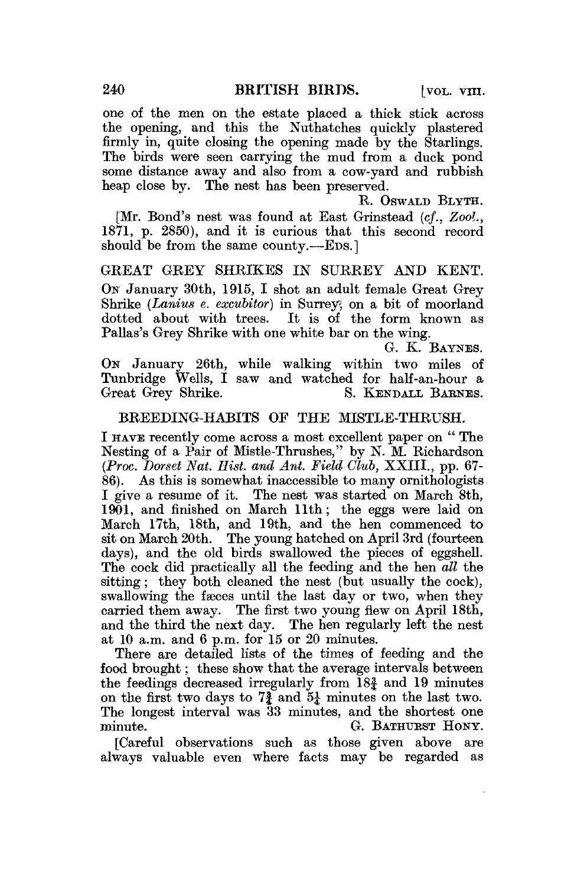one of the men on the estate placed a thick stick across the opening, and this the Nuthatches quickly plastered firmly in, quite closing the opening made by the Starlings. The birds were seen carrying the mud from a duck pond some distance away and also from a cow-yard and rubbish heap close by. The nest has been preserved.

R. OSWALD BLYTH.

[Mr. Bond's nest was found at East Grinstead (*cf.*, *Zool.*, 1871, p. 2850), and it is curious that this second record should be from the same county.—EDS.]

## GREAT GREY SHRIKES IN SURREY AND KENT.

ON January 30th, 1915, I shot an adult female Great Grey Shrike (*Lanius e. excubitor*) in Surrey, on a bit of moorland dotted about with trees. It is of the form known as Pallas's Grey Shrike with one white bar on the wing.

G. K. BAYNES.

ON January 26th, while walking within two miles of Tunbridge Wells, I saw and watched for half-an-hour a Great Grey Shrike.

S. KENDALL BARNES.

## BREEDING-HABITS OF THE MISTLE-THRUSH.

I HAVE recently come across a most excellent paper on "The Nesting of a Pair of Mistle-Thrushes," by N. M. Richardson (*Proc. Dorset Nat. Hist. and Ant. Field Club*, XXIII., pp. 67-86). As this is somewhat inaccessible to many ornithologists I give a resume of it. The nest was started on March 8th, 1901, and finished on March 11th; the eggs were laid on March 17th, 18th, and 19th, and the hen commenced to sit on March 20th. The young hatched on April 3rd (fourteen days), and the old birds swallowed the pieces of eggshell. The cock did practically all the feeding and the hen *all* the sitting; they both cleaned the nest (but usually the cock), swallowing the fæces until the last day or two, when they carried them away. The first two young flew on April 18th, and the third the next day. The hen regularly left the nest at 10 a.m. and 6 p.m. for 15 or 20 minutes.

There are detailed lists of the times of feeding and the food brought; these show that the average intervals between the feedings decreased irregularly from 18¾ and 19 minutes on the first two days to 7¾ and 5¼ minutes on the last two. The longest interval was 33 minutes, and the shortest one minute.

G. BATHURST HONY.

[Careful observations such as those given above are always valuable even where facts may be regarded as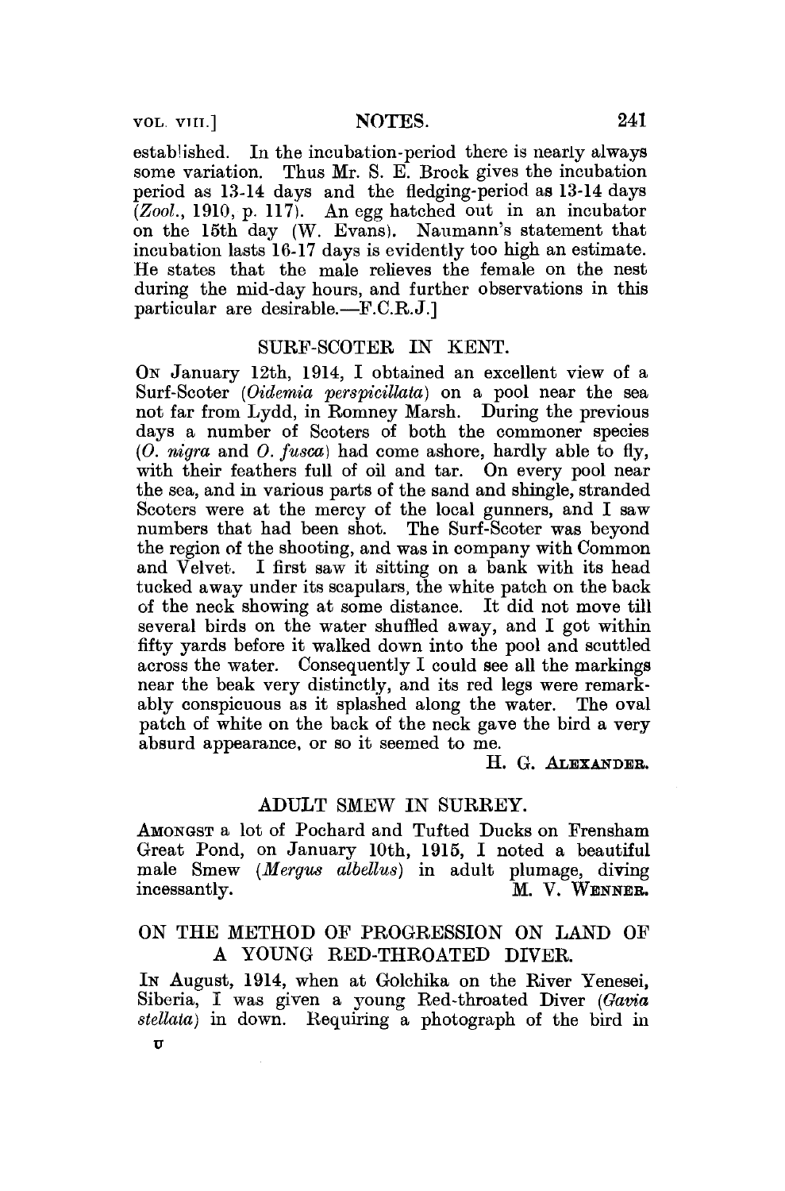established. In the incubation-period there is nearly always some variation. Thus Mr. S. E. Brock gives the incubation period as 13-14 days and the fledging-period as 13-14 days (*Zool.*, 1910, p. 117). An egg hatched out in an incubator on the 15th day (W. Evans). Naumann's statement that incubation lasts 16-17 days is evidently too high an estimate. He states that the male relieves the female on the nest during the mid-day hours, and further observations in this particular are desirable.—F.C.R.J.]

## SURF-SCOTER IN KENT.

On January 12th, 1914, I obtained an excellent view of a Surf-Scoter (*Oidemia perspicillata*) on a pool near the sea not far from Lydd, in Romney Marsh. During the previous days a number of Scoters of both the commoner species (*O. nigra* and *O. fusca*) had come ashore, hardly able to fly, with their feathers full of oil and tar. On every pool near the sea, and in various parts of the sand and shingle, stranded Scoters were at the mercy of the local gunners, and I saw numbers that had been shot. The Surf-Scoter was beyond the region of the shooting, and was in company with Common and Velvet. I first saw it sitting on a bank with its head tucked away under its scapulars, the white patch on the back of the neck showing at some distance. It did not move till several birds on the water shuffled away, and I got within fifty yards before it walked down into the pool and scuttled across the water. Consequently I could see all the markings near the beak very distinctly, and its red legs were remarkably conspicuous as it splashed along the water. The oval patch of white on the back of the neck gave the bird a very absurd appearance, or so it seemed to me.

H. G. Alexander.

## ADULT SMEW IN SURREY.

Amongst a lot of Pochard and Tufted Ducks on Frensham Great Pond, on January 10th, 1915, I noted a beautiful male Smew (*Mergus albellus*) in adult plumage, diving incessantly.

M. V. Wenner.

## ON THE METHOD OF PROGRESSION ON LAND OF A YOUNG RED-THROATED DIVER.

In August, 1914, when at Golchika on the River Yenesei, Siberia, I was given a young Red-throated Diver (*Gavia stellata*) in down. Requiring a photograph of the bird in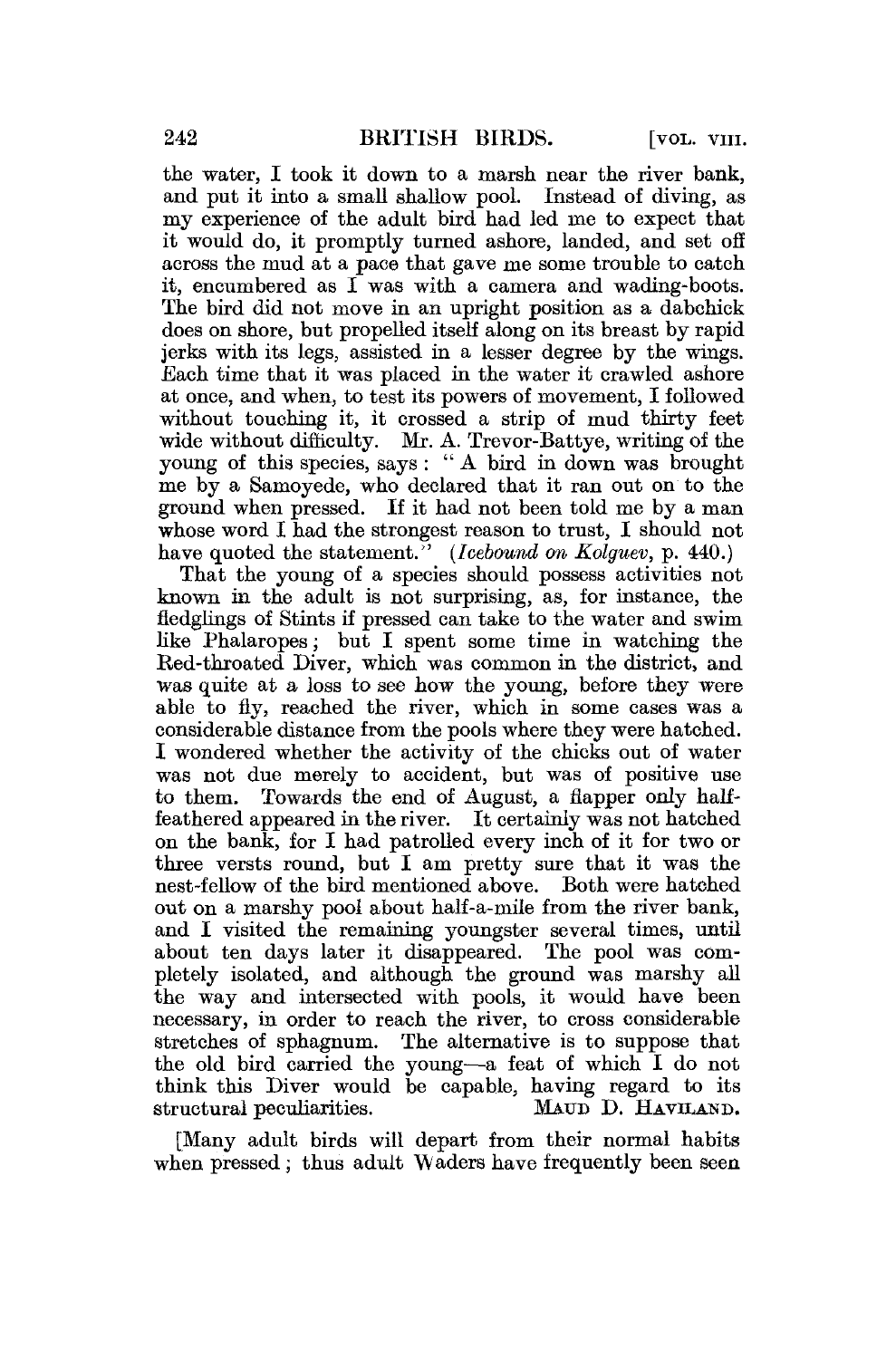the water, I took it down to a marsh near the river bank, and put it into a small shallow pool. Instead of diving, as my experience of the adult bird had led me to expect that it would do, it promptly turned ashore, landed, and set off across the mud at a pace that gave me some trouble to catch it, encumbered as I was with a camera and wading-boots. The bird did not move in an upright position as a dabchick does on shore, but propelled itself along on its breast by rapid jerks with its legs, assisted in a lesser degree by the wings. Each time that it was placed in the water it crawled ashore at once, and when, to test its powers of movement, I followed without touching it, it crossed a strip of mud thirty feet wide without difficulty. Mr. A. Trevor-Battye, writing of the young of this species, says: "A bird in down was brought me by a Samoyede, who declared that it ran out on to the ground when pressed. If it had not been told me by a man whose word I had the strongest reason to trust, I should not have quoted the statement." (*Icebound on Kolguev*, p. 440.)

That the young of a species should possess activities not known in the adult is not surprising, as, for instance, the fledglings of Stints if pressed can take to the water and swim like Phalaropes; but I spent some time in watching the Red-throated Diver, which was common in the district, and was quite at a loss to see how the young, before they were able to fly, reached the river, which in some cases was a considerable distance from the pools where they were hatched. I wondered whether the activity of the chicks out of water was not due merely to accident, but was of positive use to them. Towards the end of August, a flapper only half-feathered appeared in the river. It certainly was not hatched on the bank, for I had patrolled every inch of it for two or three versts round, but I am pretty sure that it was the nest-fellow of the bird mentioned above. Both were hatched out on a marshy pool about half-a-mile from the river bank, and I visited the remaining youngster several times, until about ten days later it disappeared. The pool was completely isolated, and although the ground was marshy all the way and intersected with pools, it would have been necessary, in order to reach the river, to cross considerable stretches of sphagnum. The alternative is to suppose that the old bird carried the young—a feat of which I do not think this Diver would be capable, having regard to its structural peculiarities.

MAUD D. HAVILAND.

[Many adult birds will depart from their normal habits when pressed; thus adult Waders have frequently been seen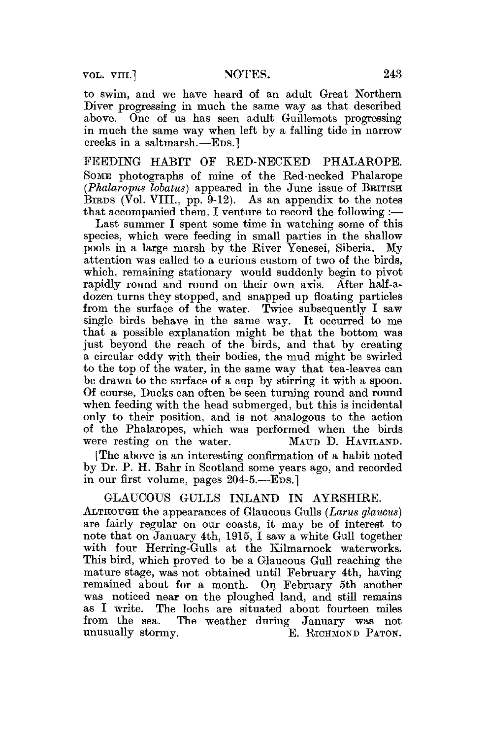to swim, and we have heard of an adult Great Northern Diver progressing in much the same way as that described above. One of us has seen adult Guillemots progressing in much the same way when left by a falling tide in narrow creeks in a saltmarsh.—EDS.]

## FEEDING HABIT OF RED-NECKED PHALAROPE.

SOME photographs of mine of the Red-necked Phalarope (*Phalaropus lobatus*) appeared in the June issue of BRITISH BIRDS (Vol. VIII., pp. 9-12). As an appendix to the notes that accompanied them, I venture to record the following :—

Last summer I spent some time in watching some of this species, which were feeding in small parties in the shallow pools in a large marsh by the River Yenesei, Siberia. My attention was called to a curious custom of two of the birds, which, remaining stationary would suddenly begin to pivot rapidly round and round on their own axis. After half-a-dozen turns they stopped, and snapped up floating particles from the surface of the water. Twice subsequently I saw single birds behave in the same way. It occurred to me that a possible explanation might be that the bottom was just beyond the reach of the birds, and that by creating a circular eddy with their bodies, the mud might be swirled to the top of the water, in the same way that tea-leaves can be drawn to the surface of a cup by stirring it with a spoon. Of course, Ducks can often be seen turning round and round when feeding with the head submerged, but this is incidental only to their position, and is not analogous to the action of the Phalaropes, which was performed when the birds were resting on the water. MAUD D. HAVILAND.

[The above is an interesting confirmation of a habit noted by Dr. P. H. Bahr in Scotland some years ago, and recorded in our first volume, pages 204-5.—EDS.]

## GLAUCOUS GULLS INLAND IN AYRSHIRE.

ALTHOUGH the appearances of Glaucous Gulls (*Larus glaucus*) are fairly regular on our coasts, it may be of interest to note that on January 4th, 1915, I saw a white Gull together with four Herring-Gulls at the Kilmarnock waterworks. This bird, which proved to be a Glaucous Gull reaching the mature stage, was not obtained until February 4th, having remained about for a month. On February 5th another was noticed near on the ploughed land, and still remains as I write. The lochs are situated about fourteen miles from the sea. The weather during January was not unusually stormy. E. RICHMOND PATON.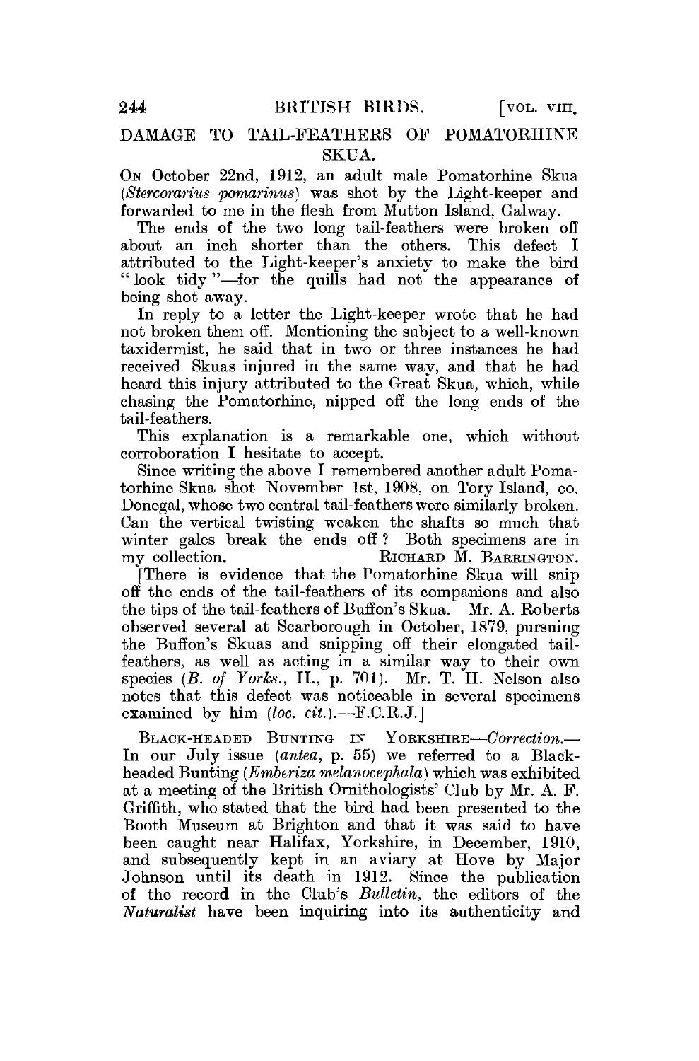## DAMAGE TO TAIL-FEATHERS OF POMATORHINE SKUA.

ON October 22nd, 1912, an adult male Pomatorhine Skua (*Stercorarius pomarinus*) was shot by the Light-keeper and forwarded to me in the flesh from Mutton Island, Galway.

The ends of the two long tail-feathers were broken off about an inch shorter than the others. This defect I attributed to the Light-keeper's anxiety to make the bird "look tidy"—for the quills had not the appearance of being shot away.

In reply to a letter the Light-keeper wrote that he had not broken them off. Mentioning the subject to a well-known taxidermist, he said that in two or three instances he had received Skuas injured in the same way, and that he had heard this injury attributed to the Great Skua, which, while chasing the Pomatorhine, nipped off the long ends of the tail-feathers.

This explanation is a remarkable one, which without corroboration I hesitate to accept.

Since writing the above I remembered another adult Pomatorhine Skua shot November 1st, 1908, on Tory Island, co. Donegal, whose two central tail-feathers were similarly broken. Can the vertical twisting weaken the shafts so much that winter gales break the ends off? Both specimens are in my collection. RICHARD M. BARRINGTON.

[There is evidence that the Pomatorhine Skua will snip off the ends of the tail-feathers of its companions and also the tips of the tail-feathers of Buffon's Skua. Mr. A. Roberts observed several at Scarborough in October, 1879, pursuing the Buffon's Skuas and snipping off their elongated tail-feathers, as well as acting in a similar way to their own species (*B. of Yorks.*, II., p. 701). Mr. T. H. Nelson also notes that this defect was noticeable in several specimens examined by him (*loc. cit.*).—F.C.R.J.]

BLACK-HEADED BUNTING IN YORKSHIRE—*Correction.*—In our July issue (*antea*, p. 55) we referred to a Black-headed Bunting (*Emberiza melanocephala*) which was exhibited at a meeting of the British Ornithologists' Club by Mr. A. F. Griffith, who stated that the bird had been presented to the Booth Museum at Brighton and that it was said to have been caught near Halifax, Yorkshire, in December, 1910, and subsequently kept in an aviary at Hove by Major Johnson until its death in 1912. Since the publication of the record in the Club's *Bulletin*, the editors of the *Naturalist* have been inquiring into its authenticity and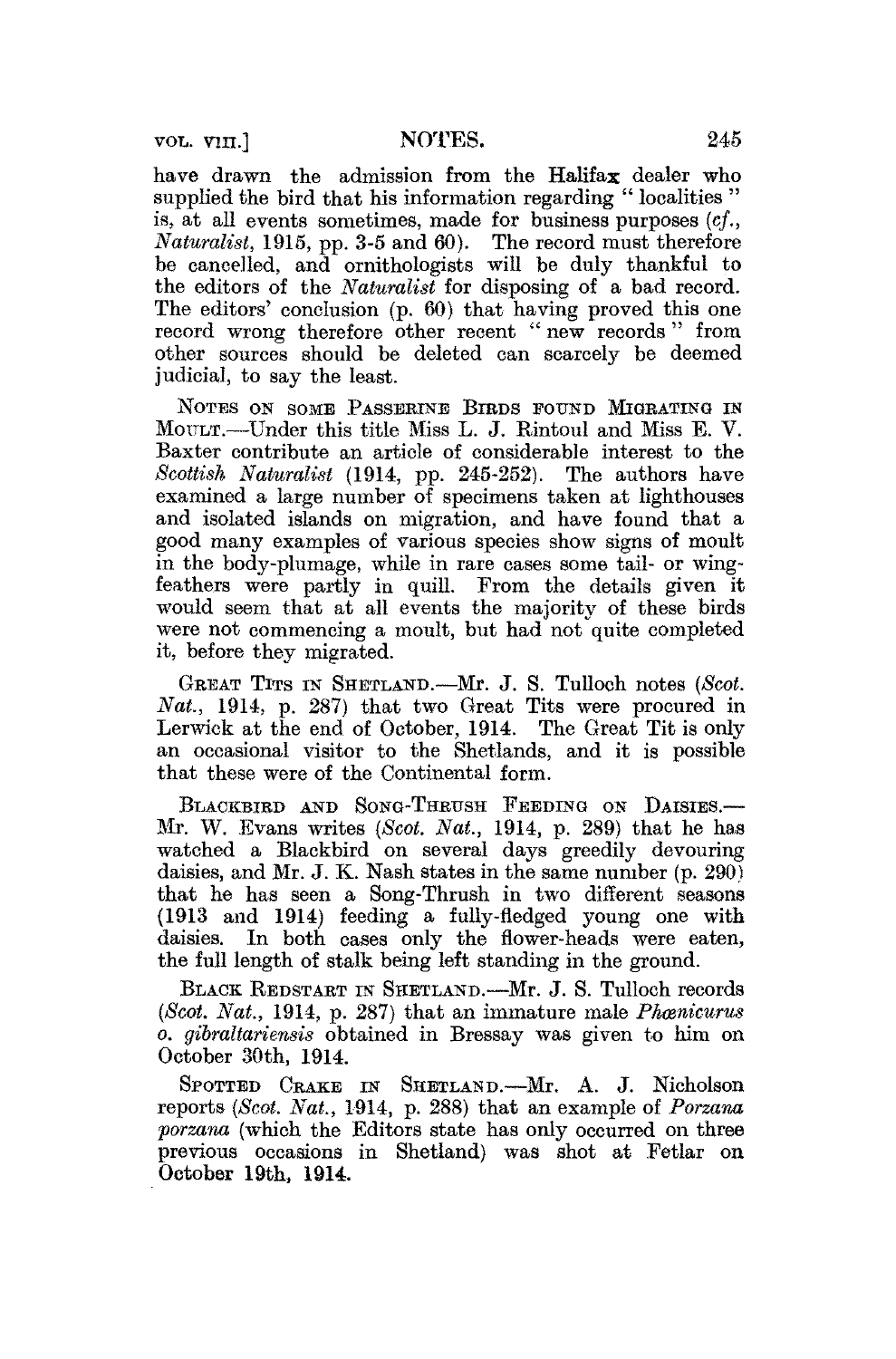have drawn the admission from the Halifax dealer who supplied the bird that his information regarding "localities" is, at all events sometimes, made for business purposes (*cf.*, *Naturalist*, 1915, pp. 3-5 and 60). The record must therefore be cancelled, and ornithologists will be duly thankful to the editors of the *Naturalist* for disposing of a bad record. The editors' conclusion (p. 60) that having proved this one record wrong therefore other recent "new records" from other sources should be deleted can scarcely be deemed judicial, to say the least.

NOTES ON SOME PASSERINE BIRDS FOUND MIGRATING IN MOULT.—Under this title Miss L. J. Rintoul and Miss E. V. Baxter contribute an article of considerable interest to the *Scottish Naturalist* (1914, pp. 245-252). The authors have examined a large number of specimens taken at lighthouses and isolated islands on migration, and have found that a good many examples of various species show signs of moult in the body-plumage, while in rare cases some tail- or wing-feathers were partly in quill. From the details given it would seem that at all events the majority of these birds were not commencing a moult, but had not quite completed it, before they migrated.

GREAT TITS IN SHETLAND.—Mr. J. S. Tulloch notes (*Scot. Nat.*, 1914, p. 287) that two Great Tits were procured in Lerwick at the end of October, 1914. The Great Tit is only an occasional visitor to the Shetlands, and it is possible that these were of the Continental form.

BLACKBIRD AND SONG-THRUSH FEEDING ON DAISIES.—Mr. W. Evans writes (*Scot. Nat.*, 1914, p. 289) that he has watched a Blackbird on several days greedily devouring daisies, and Mr. J. K. Nash states in the same number (p. 290) that he has seen a Song-Thrush in two different seasons (1913 and 1914) feeding a fully-fledged young one with daisies. In both cases only the flower-heads were eaten, the full length of stalk being left standing in the ground.

BLACK REDSTART IN SHETLAND.—Mr. J. S. Tulloch records (*Scot. Nat.*, 1914, p. 287) that an immature male *Phœnicurus o. gibraltariensis* obtained in Bressay was given to him on October 30th, 1914.

SPOTTED CRAKE IN SHETLAND.—Mr. A. J. Nicholson reports (*Scot. Nat.*, 1914, p. 288) that an example of *Porzana porzana* (which the Editors state has only occurred on three previous occasions in Shetland) was shot at Fetlar on October 19th, 1914.